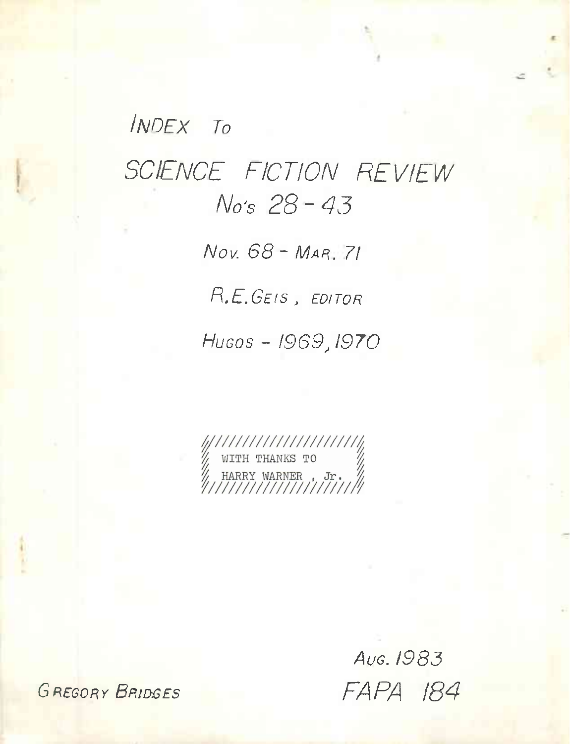# INDEX TO

# SCIENCE FICTION REVIEW

## No's 28 - 43

NOV. 68 - MAR. 71

R.E. GEIS, EDITOR

HUGOS - 1969, 1970

WITH THANKS TO
HARRY WARNER, Jr.

AUG. 1983

FAPA 184

GREGORY BRIDGES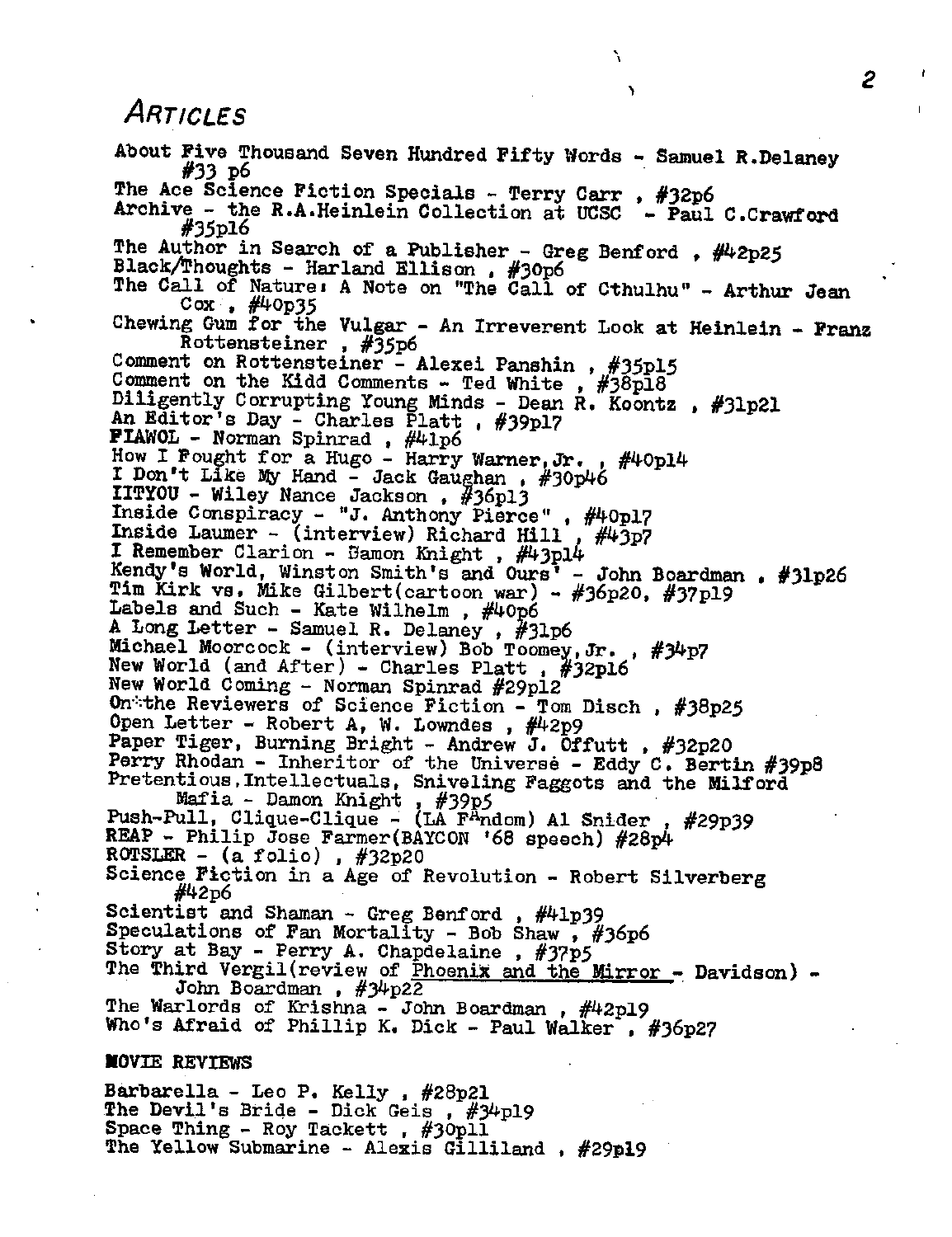## ARTICLES

About Five Thousand Seven Hundred Fifty Words - Samuel R.Delaney #33 p6
The Ace Science Fiction Specials - Terry Carr , #32p6
Archive - the R.A.Heinlein Collection at UCSC - Paul C.Crawford #35p16
The Author in Search of a Publisher - Greg Benford , #42p25
Black/Thoughts - Harland Ellison , #30p6
The Call of Nature: A Note on "The Call of Cthulhu" - Arthur Jean Cox , #40p35
Chewing Gum for the Vulgar - An Irreverent Look at Heinlein - Franz Rottensteiner , #35p6
Comment on Rottensteiner - Alexei Panshin , #35p15
Comment on the Kidd Comments - Ted White , #38p18
Diligently Corrupting Young Minds - Dean R. Koontz , #31p21
An Editor's Day - Charles Platt , #39p17
FIAWOL - Norman Spinrad , #41p6
How I Fought for a Hugo - Harry Warner,Jr. , #40p14
I Don't Like My Hand - Jack Gaughan , #30p46
IITYOU - Wiley Nance Jackson , #36p13
Inside Conspiracy - "J. Anthony Pierce" , #40p17
Inside Laumer - (interview) Richard Hill , #43p7
I Remember Clarion - Damon Knight , #43p14
Kendy's World, Winston Smith's and Ours' - John Boardman , #31p26
Tim Kirk vs. Mike Gilbert(cartoon war) - #36p20, #37p19
Labels and Such - Kate Wilhelm , #40p6
A Long Letter - Samuel R. Delaney , #31p6
Michael Moorcock - (interview) Bob Toomey,Jr. , #34p7
New World (and After) - Charles Platt , #32p16
New World Coming - Norman Spinrad #29p12
On the Reviewers of Science Fiction - Tom Disch , #38p25
Open Letter - Robert A, W. Lowndes , #42p9
Paper Tiger, Burning Bright - Andrew J. Offutt , #32p20
Perry Rhodan - Inheritor of the Universe - Eddy C. Bertin #39p8
Pretentious,Intellectuals, Sniveling Faggots and the Milford Mafia - Damon Knight , #39p5
Push-Pull, Clique-Clique - (LA FAndom) Al Snider , #29p39
REAP - Philip Jose Farmer(BAYCON '68 speech) #28p4
ROTSLER - (a folio) , #32p20
Science Fiction in a Age of Revolution - Robert Silverberg #42p6
Scientist and Shaman - Greg Benford , #41p39
Speculations of Fan Mortality - Bob Shaw , #36p6
Story at Bay - Perry A. Chapdelaine , #37p5
The Third Vergil(review of Phoenix and the Mirror - Davidson) - John Boardman , #34p22
The Warlords of Krishna - John Boardman , #42p19
Who's Afraid of Phillip K. Dick - Paul Walker , #36p27

**MOVIE REVIEWS**

Barbarella - Leo P. Kelly , #28p21
The Devil's Bride - Dick Geis , #34p19
Space Thing - Roy Tackett , #30p11
The Yellow Submarine - Alexis Gilliland , #29p19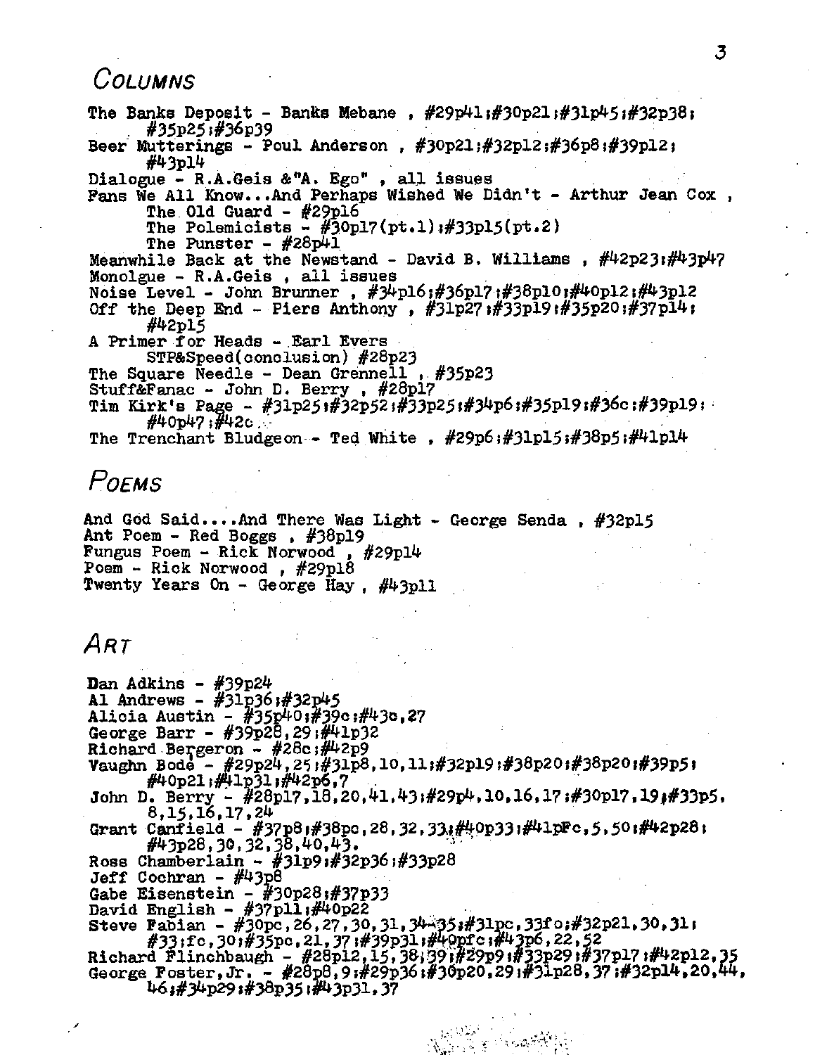## Columns

The Banks Deposit - Banks Mebane , #29p41;#30p21;#31p45;#32p38;
#35p25;#36p39
Beer Mutterings - Poul Anderson , #30p21;#32p12;#36p8;#39p12;
#43p14
Dialogue - R.A.Geis &"A. Ego" , all issues
Fans We All Know...And Perhaps Wished We Didn't - Arthur Jean Cox ,
The Old Guard - #29p16
The Polemicists - #30p17(pt.1);#33p15(pt.2)
The Punster - #28p41
Meanwhile Back at the Newstand - David B. Williams , #42p23;#43p47
Monolgue - R.A.Geis , all issues
Noise Level - John Brunner , #34p16;#36p17;#38p10;#40p12;#43p12
Off the Deep End - Piers Anthony , #31p27;#33p19;#35p20;#37p14;
#42p15
A Primer for Heads - Earl Evers
STP&Speed(conclusion) #28p23
The Square Needle - Dean Grennell , #35p23
Stuff&Fanac - John D. Berry , #28p17
Tim Kirk's Page - #31p25;#32p52;#33p25;#34p6;#35p19;#36c;#39p19;
#40p47;#42c
The Trenchant Bludgeon - Ted White , #29p6;#31p15;#38p5;#41p14

## Poems

And God Said....And There Was Light - George Senda , #32p15
Ant Poem - Red Boggs , #38p19
Fungus Poem - Rick Norwood , #29p14
Poem - Rick Norwood , #29p18
Twenty Years On - George Hay , #43p11

## Art

Dan Adkins - #39p24
Al Andrews - #31p36;#32p45
Alicia Austin - #35p40;#39c;#43c,27
George Barr - #39p28,29;#41p32
Richard Bergeron - #28c;#42p9
Vaughn Bodé - #29p24,25;#31p8,10,11;#32p19;#38p20;#38p20;#39p5;
#40p21;#41p31;#42p6,7
John D. Berry - #28p17,18,20,41,43;#29p4,10,16,17;#30p17,19;#33p5,
8,15,16,17,24
Grant Canfield - #37p8;#38pc,28,32,33;#40p33;#41pFc,5,50;#42p28;
#43p28,30,32,38,40,43.
Ross Chamberlain - #31p9;#32p36;#33p28
Jeff Cochran - #43p8
Gabe Eisenstein - #30p28;#37p33
David English - #37p11;#40p22
Steve Fabian - #30pc,26,27,30,31,34-35;#31pc,33fo;#32p21,30,31;
#33;fc,30;#35pc,21,37;#39p31;#40pfc;#43p6,22,52
Richard Flinchbaugh - #28p12,15,38,39;#29p9;#33p29;#37p17;#42p12,35
George Foster,Jr. - #28p8,9;#29p36;#30p20,29;#31p28,37;#32p14,20,44,
46;#34p29;#38p35;#43p31,37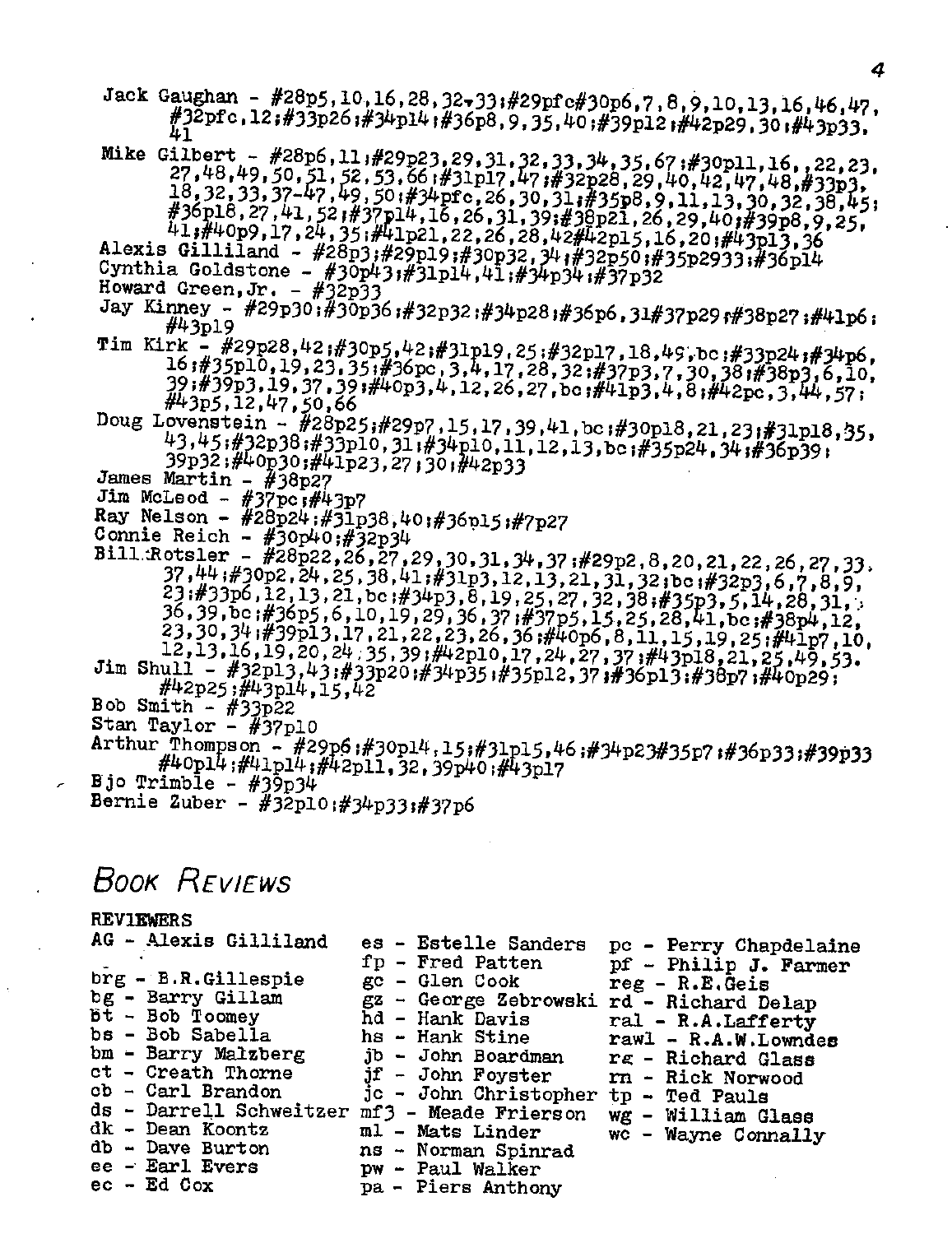Jack Gaughan - #28p5,10,16,28,32,33;#29pfc#30p6,7,8,9,10,13,16,46,47, #32pfc,12;#33p26;#34p14;#36p8,9,35,40;#39p12;#42p29,30;#43p33, 41

Mike Gilbert - #28p6,11;#29p23,29,31,32,33,34,35,67;#30p11,16,,22,23, 27,48,49,50,51,52,53,66;#31p17,47;#32p28,29,40,42,47,48,#33p3, 18,32,33,37-47,49,50;#34pfc,26,30,31;#35p8,9,11,13,30,32,38,45; #36p18,27,41,52;#37p14,16,26,31,39;#38p21,26,29,40;#39p8,9,25, 41;#40p9,17,24,35;#41p21,22,26,28,42#42p15,16,20;#43p13,36

Alexis Gilliland - #28p3;#29p19;#30p32,34;#32p50;#35p2933;#36p14

Cynthia Goldstone - #30p43;#31p14,41;#34p34;#37p32

Howard Green,Jr. - #32p33

Jay Kinney - #29p30;#30p36;#32p32;#34p28;#36p6,31#37p29;#38p27;#41p6; #43p19

Tim Kirk - #29p28,42;#30p5,42;#31p19,25;#32p17,18,49,bc;#33p24;#34p6, 16;#35p10,19,23,35;#36pc,3,4,17,28,32;#37p3,7,30,38;#38p3,6,10, 39;#39p3,19,37,39;#40p3,4,12,26,27,bc;#41p3,4,8;#42pc,3,44,57; #43p5,12,47,50,66

Doug Lovenstein - #28p25;#29p7,15,17,39,41,bc;#30p18,21,23;#31p18,35, 43,45;#32p38;#33p10,31;#34p10,11,12,13,bc;#35p24,34;#36p39; 39p32;#40p30;#41p23,27;30;#42p33

James Martin - #38p27

Jim McLeod - #37pc;#43p7

Ray Nelson - #28p24;#31p38,40;#36p15;#7p27

Connie Reich - #30p40;#32p34

Bill Rotsler - #28p22,26,27,29,30,31,34,37;#29p2,8,20,21,22,26,27,33, 37,44;#30p2,24,25,38,41;#31p3,12,13,21,31,32;bc;#32p3,6,7,8,9, 23;#33p6,12,13,21,bc;#34p3,8,19,25,27,32,38;#35p3,5,14,28,31, 36,39,bc;#36p5,6,10,19,29,36,37;#37p5,15,25,28,41,bc;#38p4,12, 23,30,34;#39p13,17,21,22,23,26,36;#40p6,8,11,15,19,25;#41p7,10, 12,13,16,19,20,24,35,39;#42p10,17,24,27,37;#43p18,21,25,49,53.

Jim Shull - #32p13,43;#33p20;#34p35;#35p12,37;#36p13;#38p7;#40p29; #42p25;#43p14,15,42

Bob Smith - #33p22

Stan Taylor - #37p10

Arthur Thompson - #29p6;#30p14,15;#31p15,46;#34p23#35p7;#36p33;#39p33 #40p14;#41p14;#42p11,32,39p40;#43p17

Bjo Trimble - #39p34

Bernie Zuber - #32p10;#34p33;#37p6

# Book Reviews

**REVIEWERS**

AG - Alexis Gilliland
brg - B.R.Gillespie
bg - Barry Gillam
bt - Bob Toomey
bs - Bob Sabella
bm - Barry Malzberg
ct - Creath Thorne
cb - Carl Brandon
ds - Darrell Schweitzer
dk - Dean Koontz
db - Dave Burton
ee - Earl Evers
ec - Ed Cox
es - Estelle Sanders
fp - Fred Patten
gc - Glen Cook
gz - George Zebrowski
hd - Hank Davis
hs - Hank Stine
jb - John Boardman
jf - John Foyster
jc - John Christopher
mf3 - Meade Frierson
ml - Mats Linder
ns - Norman Spinrad
pw - Paul Walker
pa - Piers Anthony
pc - Perry Chapdelaine
pf - Philip J. Farmer
reg - R.E.Geis
rd - Richard Delap
ral - R.A.Lafferty
rawl - R.A.W.Lowndes
rg - Richard Glass
rn - Rick Norwood
tp - Ted Pauls
wg - William Glass
wc - Wayne Connally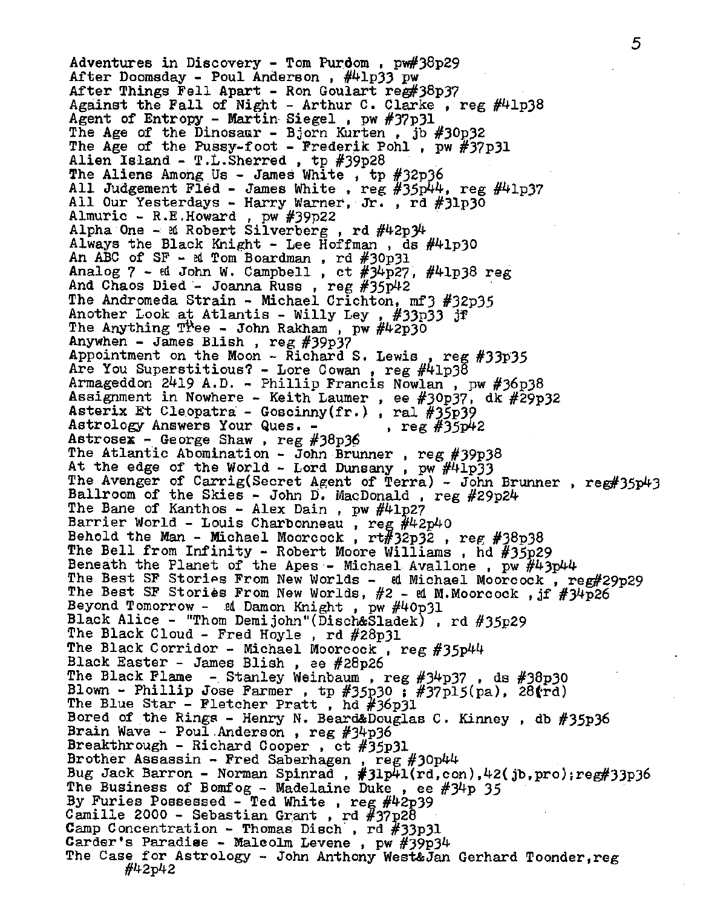Adventures in Discovery - Tom Purdom , pw#38p29
After Doomsday - Poul Anderson , #41p33 pw
After Things Fell Apart - Ron Goulart reg#38p37
Against the Fall of Night - Arthur C. Clarke , reg #41p38
Agent of Entropy - Martin Siegel , pw #37p31
The Age of the Dinosaur - Bjorn Kurten , jb #30p32
The Age of the Pussy-foot - Frederik Pohl , pw #37p31
Alien Island - T.L.Sherred , tp #39p28
The Aliens Among Us - James White , tp #32p36
All Judgement Fled - James White , reg #35p44, reg #41p37
All Our Yesterdays - Harry Warner, Jr. , rd #31p30
Almuric - R.E.Howard , pw #39p22
Alpha One - ed Robert Silverberg , rd #42p34
Always the Black Knight - Lee Hoffman , ds #41p30
An ABC of SF - ed Tom Boardman , rd #30p31
Analog 7 - ed John W. Campbell , ct #34p27, #41p38 reg
And Chaos Died - Joanna Russ , reg #35p42
The Andromeda Strain - Michael Crichton, mf3 #32p35
Another Look at Atlantis - Willy Ley , #33p33 jf
The Anything Tree - John Rakham , pw #42p30
Anywhen - James Blish , reg #39p37
Appointment on the Moon - Richard S. Lewis , reg #33p35
Are You Superstitious? - Lore Cowan , reg #41p38
Armageddon 2419 A.D. - Phillip Francis Nowlan , pw #36p38
Assignment in Nowhere - Keith Laumer , ee #30p37, dk #29p32
Asterix Et Cleopatra - Goscinny(fr.) , ral #35p39
Astrology Answers Your Ques. - , reg #35p42
Astrosex - George Shaw , reg #38p36
The Atlantic Abomination - John Brunner , reg #39p38
At the edge of the World - Lord Dunsany , pw #41p33
The Avenger of Carrig(Secret Agent of Terra) - John Brunner , reg#35p43
Ballroom of the Skies - John D. MacDonald , reg #29p24
The Bane of Kanthos - Alex Dain , pw #41p27
Barrier World - Louis Charbonneau , reg #42p40
Behold the Man - Michael Moorcock , rt#32p32 , reg #38p38
The Bell from Infinity - Robert Moore Williams , hd #35p29
Beneath the Planet of the Apes - Michael Avallone , pw #43p44
The Best SF Stories From New Worlds - ed Michael Moorcock , reg#29p29
The Best SF Stories From New Worlds, #2 - ed M.Moorcock , jf #34p26
Beyond Tomorrow - ed Damon Knight , pw #40p31
Black Alice - "Thom Demijohn"(Disch&Sladek) , rd #35p29
The Black Cloud - Fred Hoyle , rd #28p31
The Black Corridor - Michael Moorcock , reg #35p44
Black Easter - James Blish , ee #28p26
The Black Flame - Stanley Weinbaum , reg #34p37 , ds #38p30
Blown - Phillip Jose Farmer , tp #35p30 ; #37p15(pa), 28(rd)
The Blue Star - Fletcher Pratt , hd #36p31
Bored of the Rings - Henry N. Beard&Douglas C. Kinney , db #35p36
Brain Wave - Poul Anderson , reg #34p36
Breakthrough - Richard Cooper , ct #35p31
Brother Assassin - Fred Saberhagen , reg #30p44
Bug Jack Barron - Norman Spinrad , #31p41(rd,con),42(jb,pro);reg#33p36
The Business of Bomfog - Madelaine Duke , ee #34p 35
By Furies Possessed - Ted White , reg #42p39
Camille 2000 - Sebastian Grant , rd #37p28
Camp Concentration - Thomas Disch , rd #33p31
Carder's Paradise - Malcolm Levene , pw #39p34
The Case for Astrology - John Anthony West&Jan Gerhard Toonder,reg #42p42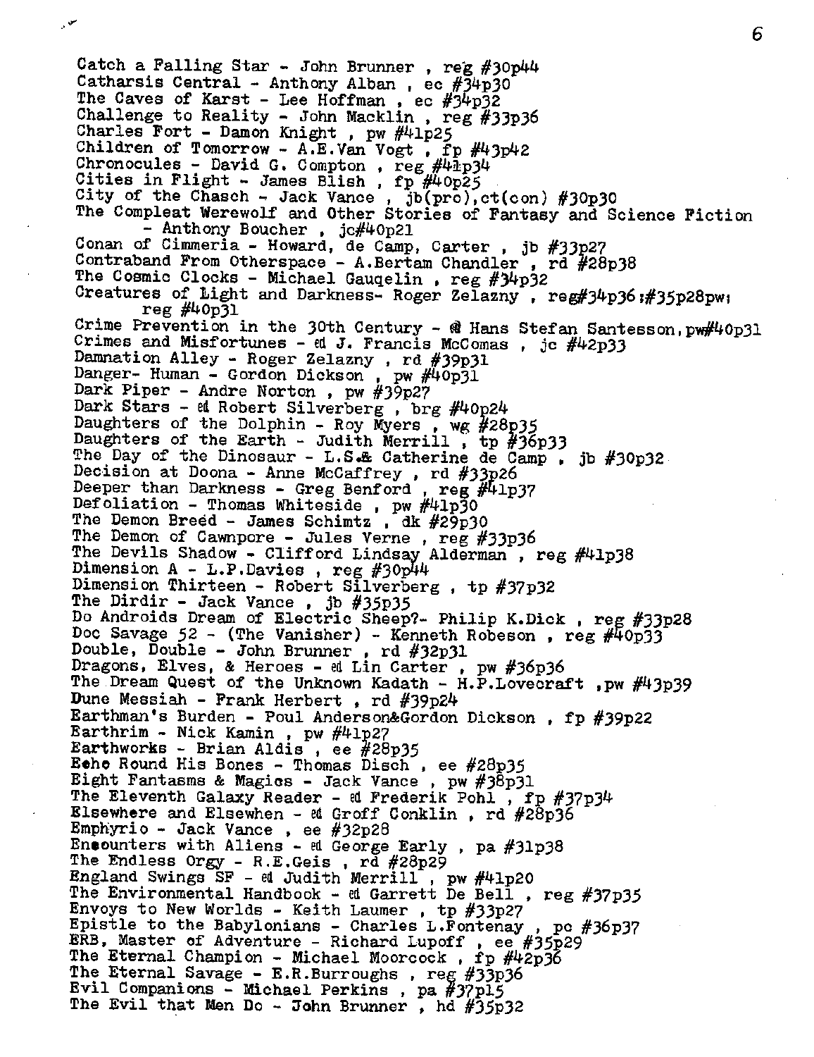Catch a Falling Star - John Brunner , reg #30p44
Catharsis Central - Anthony Alban , ec #34p30
The Caves of Karst - Lee Hoffman , ec #34p32
Challenge to Reality - John Macklin , reg #33p36
Charles Fort - Damon Knight , pw #41p25
Children of Tomorrow - A.E.Van Vogt , fp #43p42
Chronocules - David G. Compton , reg #41p34
Cities in Flight - James Blish , fp #40p25
City of the Chasch - Jack Vance , jb(pro),ct(con) #30p30
The Compleat Werewolf and Other Stories of Fantasy and Science Fiction - Anthony Boucher , jc#40p21
Conan of Cimmeria - Howard, de Camp, Carter , jb #33p27
Contraband From Otherspace - A.Bertam Chandler , rd #28p38
The Cosmic Clocks - Michael Gauqelin , reg #34p32
Creatures of Light and Darkness- Roger Zelazny , reg#34p36;#35p28pw; reg #40p31
Crime Prevention in the 30th Century - ed Hans Stefan Santesson,pw#40p31
Crimes and Misfortunes - ed J. Francis McComas , jc #42p33
Damnation Alley - Roger Zelazny , rd #39p31
Danger- Human - Gordon Dickson , pw #40p31
Dark Piper - Andre Norton , pw #39p27
Dark Stars - ed Robert Silverberg , brg #40p24
Daughters of the Dolphin - Roy Myers , wg #28p35
Daughters of the Earth - Judith Merrill , tp #36p33
The Day of the Dinosaur - L.S.& Catherine de Camp , jb #30p32
Decision at Doona - Anne McCaffrey , rd #33p26
Deeper than Darkness - Greg Benford , reg #41p37
Defoliation - Thomas Whiteside , pw #41p30
The Demon Breed - James Schimtz , dk #29p30
The Demon of Cawnpore - Jules Verne , reg #33p36
The Devils Shadow - Clifford Lindsay Alderman , reg #41p38
Dimension A - L.P.Davies , reg #30p44
Dimension Thirteen - Robert Silverberg , tp #37p32
The Dirdir - Jack Vance , jb #35p35
Do Androids Dream of Electric Sheep?- Philip K.Dick , reg #33p28
Doc Savage 52 - (The Vanisher) - Kenneth Robeson , reg #40p33
Double, Double - John Brunner , rd #32p31
Dragons, Elves, & Heroes - ed Lin Carter , pw #36p36
The Dream Quest of the Unknown Kadath - H.P.Lovecraft ,pw #43p39
Dune Messiah - Frank Herbert , rd #39p24
Earthman's Burden - Poul Anderson&Gordon Dickson , fp #39p22
Earthrim - Nick Kamin , pw #41p27
Earthworks - Brian Aldis , ee #28p35
Echo Round His Bones - Thomas Disch , ee #28p35
Eight Fantasms & Magics - Jack Vance , pw #38p31
The Eleventh Galaxy Reader - ed Frederik Pohl , fp #37p34
Elsewhere and Elsewhen - ed Groff Conklin , rd #28p36
Emphyrio - Jack Vance , ee #32p28
Encounters with Aliens - ed George Early , pa #31p38
The Endless Orgy - R.E.Geis , rd #28p29
England Swings SF - ed Judith Merrill , pw #41p20
The Environmental Handbook - ed Garrett De Bell , reg #37p35
Envoys to New Worlds - Keith Laumer , tp #33p27
Epistle to the Babylonians - Charles L.Fontenay , pc #36p37
ERB, Master of Adventure - Richard Lupoff , ee #35p29
The Eternal Champion - Michael Moorcock , fp #42p36
The Eternal Savage - E.R.Burroughs , reg #33p36
Evil Companions - Michael Perkins , pa #37p15
The Evil that Men Do - John Brunner , hd #35p32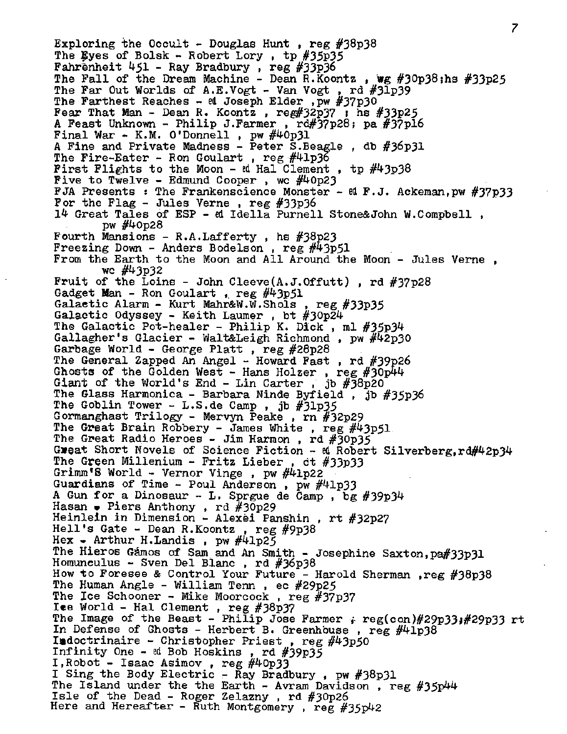Exploring the Occult - Douglas Hunt , reg #38p38
The Eyes of Bolsk - Robert Lory , tp #35p35
Fahrenheit 451 - Ray Bradbury , reg #33p36
The Fall of the Dream Machine - Dean R.Koontz , wg #30p38;hs #33p25
The Far Out Worlds of A.E.Vogt - Van Vogt , rd #31p39
The Farthest Reaches - ed Joseph Elder ,pw #37p30
Fear That Man - Dean R. Koontz , reg#32p37 ; hs #33p25
A Feast Unknown - Philip J.Farmer , rd#37p28; pa #37p16
Final War - K.M. O'Donnell , pw #40p31
A Fine and Private Madness - Peter S.Beagle , db #36p31
The Fire-Eater - Ron Goulart , reg #41p36
First Flights to the Moon - ed Hal Clement , tp #43p38
Five to Twelve - Edmund Cooper , wc #40p23
FJA Presents : The Frankenscience Monster - ed F.J. Ackeman,pw #37p33
For the Flag - Jules Verne , reg #33p36
14 Great Tales of ESP - ed Idella Purnell Stone&John W.Compbell ,
pw #40p28
Fourth Mansions - R.A.Lafferty , hs #38p23
Freezing Down - Anders Bodelson , reg #43p51
From the Earth to the Moon and All Around the Moon - Jules Verne ,
wc #43p32
Fruit of the Loins - John Cleeve(A.J.Offutt) , rd #37p28
Gadget Man - Ron Goulart , reg #43p51
Galactic Alarm - Kurt Mahr&W.W.Shols , reg #33p35
Galactic Odyssey - Keith Laumer , bt #30p24
The Galactic Pot-healer - Philip K. Dick , ml #35p34
Gallagher's Glacier - Walt&Leigh Richmond , pw #42p30
Garbage World - George Platt , reg #28p28
The General Zapped An Angel - Howard Fast , rd #39p26
Ghosts of the Golden West - Hans Holzer , reg #30p44
Giant of the World's End - Lin Carter , jb #38p20
The Glass Harmonica - Barbara Ninde Byfield , jb #35p36
The Goblin Tower - L.S.de Camp , jb #31p35
Gormanghast Trilogy - Mervyn Peake , rn #32p29
The Great Brain Robbery - James White , reg #43p51
The Great Radio Heroes - Jim Harmon , rd #30p35
Great Short Novels of Science Fiction - ed Robert Silverberg,rd#42p34
The Green Millenium - Fritz Lieber , ct #33p33
Grimm'S World - Vernor Vinge , pw #41p22
Guardians of Time - Poul Anderson , pw #41p33
A Gun for a Dinosaur - L. Sprgue de Camp , bg #39p34
Hasan - Piers Anthony , rd #30p29
Heinlein in Dimension - Alexei Panshin , rt #32p27
Hell's Gate - Dean R.Koontz , reg #9p38
Hex - Arthur H.Landis , pw #41p25
The Hieros Gámos of Sam and An Smith - Josephine Saxton,pa#33p31
Homunculus - Sven Del Blanc , rd #36p38
How to Foresee & Control Your Future - Harold Sherman ,reg #38p38
The Human Angle - William Tenn , ec #29p25
The Ice Schooner - Mike Moorcock , reg #37p37
Ice World - Hal Clement , reg #38p37
The Image of the Beast - Philip Jose Farmer ; reg(con)#29p33;#29p33 rt
In Defense of Ghosts - Herbert B. Greenhouse , reg #41p38
Indoctrinaire - Christopher Priest , reg #43p50
Infinity One - ed Bob Hoskins , rd #39p35
I,Robot - Isaac Asimov , reg #40p33
I Sing the Body Electric - Ray Bradbury , pw #38p31
The Island under the the Earth - Avram Davidson , reg #35p44
Isle of the Dead - Roger Zelazny , rd #30p26
Here and Hereafter - Ruth Montgomery , reg #35p42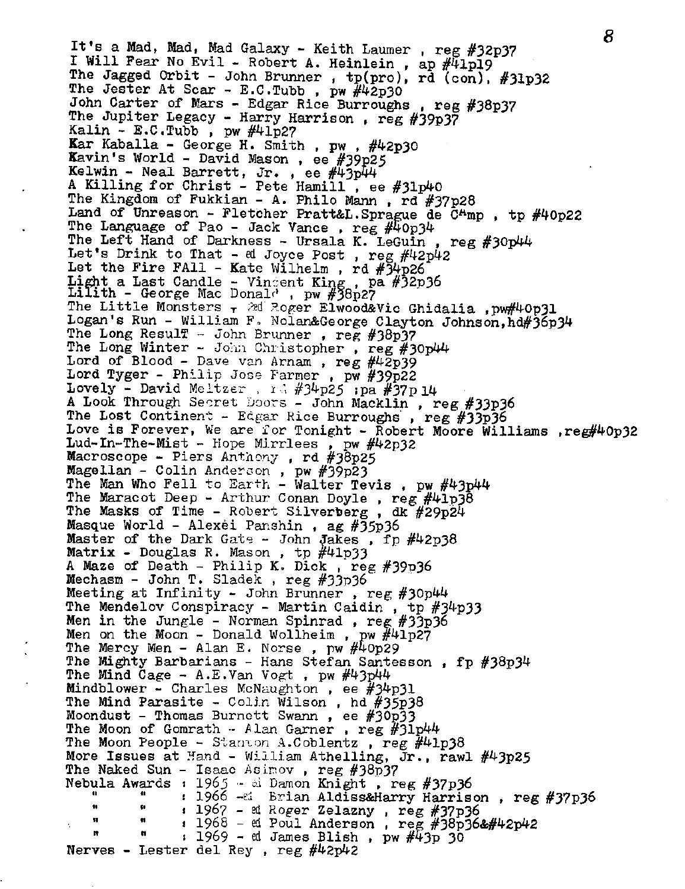It's a Mad, Mad, Mad Galaxy - Keith Laumer , reg #32p37
I Will Fear No Evil - Robert A. Heinlein , ap #41p19
The Jagged Orbit - John Brunner , tp(pro), rd (con), #31p32
The Jester At Scar - E.C.Tubb , pw #42p30
John Carter of Mars - Edgar Rice Burroughs , reg #38p37
The Jupiter Legacy - Harry Harrison , reg #39p37
Kalin - E.C.Tubb , pw #41p27
Kar Kaballa - George H. Smith , pw , #42p30
Kavin's World - David Mason , ee #39p25
Kelwin - Neal Barrett, Jr. , ee #43p44
A Killing for Christ - Pete Hamill , ee #31p40
The Kingdom of Fukkian - A. Philo Mann , rd #37p28
Land of Unreason - Fletcher Pratt&L.Sprague de Camp , tp #40p22
The Language of Pao - Jack Vance , reg #40p34
The Left Hand of Darkness - Ursala K. LeGuin , reg #30p44
Let's Drink to That - ed Joyce Post , reg #42p42
Let the Fire FAll - Kate Wilhelm , rd #34p26
Light a Last Candle - Vincent King , pa #32p36
Lilith - George Mac Donald , pw #38p27
The Little Monsters - ed Roger Elwood&Vic Ghidalia ,pw#40p31
Logan's Run - William F. Nolan&George Clayton Johnson,hd#36p34
The Long Result - John Brunner , reg #38p37
The Long Winter - John Christopher , reg #30p44
Lord of Blood - Dave van Arnam , reg #42p39
Lord Tyger - Philip Jose Farmer , pw #39p22
Lovely - David Meltzer , rd #34p25 ;pa #37p 14
A Look Through Secret Doors - John Macklin , reg #33p36
The Lost Continent - Edgar Rice Burroughs , reg #33p36
Love is Forever, We are for Tonight - Robert Moore Williams ,reg#40p32
Lud-In-The-Mist - Hope Mirrlees , pw #42p32
Macroscope - Piers Anthony , rd #38p25
Magellan - Colin Anderson , pw #39p23
The Man Who Fell to Earth - Walter Tevis , pw #43p44
The Maracot Deep - Arthur Conan Doyle , reg #41p38
The Masks of Time - Robert Silverberg , dk #29p24
Masque World - Alexei Panshin , ag #35p36
Master of the Dark Gate - John Jakes , fp #42p38
Matrix - Douglas R. Mason , tp #41p33
A Maze of Death - Philip K. Dick , reg #39p36
Mechasm - John T. Sladek , reg #33p36
Meeting at Infinity - John Brunner , reg #30p44
The Mendelov Conspiracy - Martin Caidin , tp #34p33
Men in the Jungle - Norman Spinrad , reg #33p36
Men on the Moon - Donald Wollheim , pw #41p27
The Mercy Men - Alan E. Norse , pw #40p29
The Mighty Barbarians - Hans Stefan Santesson , fp #38p34
The Mind Cage - A.E.Van Vogt , pw #43p44
Mindblower - Charles McNaughton , ee #34p31
The Mind Parasite - Colin Wilson , hd #35p38
Moondust - Thomas Burnett Swann , ee #30p33
The Moon of Gomrath - Alan Garner , reg #31p44
The Moon People - Stanton A.Coblentz , reg #41p38
More Issues at Hand - William Athelling, Jr., rawl #43p25
The Naked Sun - Isaac Asimov , reg #38p37
Nebula Awards : 1965 - ed Damon Knight , reg #37p36
" " : 1966 - ed Brian Aldiss&Harry Harrison , reg #37p36
" " : 1967 - ed Roger Zelazny , reg #37p36
" " : 1968 - ed Poul Anderson , reg #38p36&#42p42
" " : 1969 - ed James Blish , pw #43p 30
Nerves - Lester del Rey , reg #42p42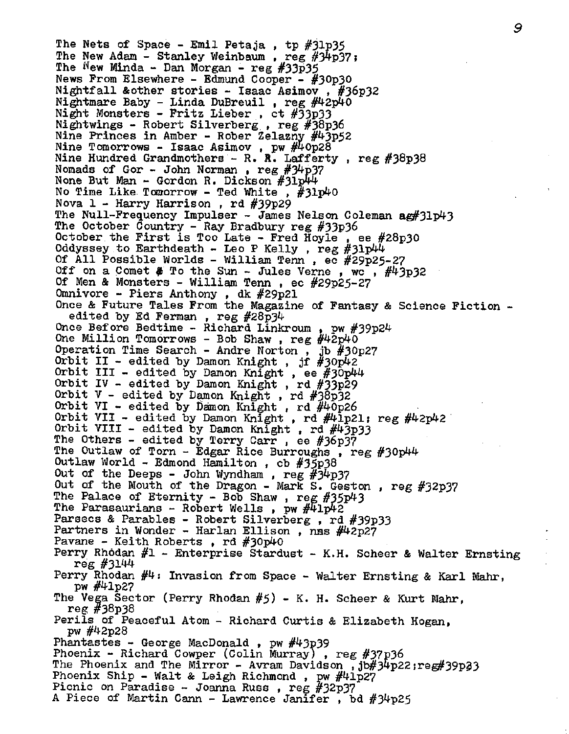The Nets of Space - Emil Petaja , tp #31p35
The New Adam - Stanley Weinbaum , reg #34p37;
The New Minda - Dan Morgan - reg #33p35
News From Elsewhere - Edmund Cooper - #30p30
Nightfall &other stories - Isaac Asimov , #36p32
Nightmare Baby - Linda DuBreuil , reg #42p40
Night Monsters - Fritz Lieber , ct #33p33
Nightwings - Robert Silverberg , reg #38p36
Nine Princes in Amber - Rober Zelazny #43p52
Nine Tomorrows - Isaac Asimov , pw #40p28
Nine Hundred Grandmothers - R. R. Lafferty , reg #38p38
Nomads of Gor - John Norman , reg #34p37
None But Man - Gordon R. Dickson #31p44
No Time Like Tomorrow - Ted White , #31p40
Nova 1 - Harry Harrison , rd #39p29
The Null-Frequency Impulser - James Nelson Coleman ag#31p43
The October Country - Ray Bradbury reg #33p36
October the First is Too Late - Fred Hoyle , ee #28p30
Oddyssey to Earthdeath - Leo P Kelly , reg #31p44
Of All Possible Worlds - William Tenn , ec #29p25-27
Off on a Comet # To the Sun - Jules Verne , wc , #43p32
Of Men & Monsters - William Tenn , ec #29p25-27
Omnivore - Piers Anthony , dk #29p21
Once & Future Tales From the Magazine of Fantasy & Science Fiction - edited by Ed Ferman , reg #28p34
Once Before Bedtime - Richard Linkroum , pw #39p24
One Million Tomorrows - Bob Shaw , reg #42p40
Operation Time Search - Andre Norton , jb #30p27
Orbit II - edited by Damon Knight , jf #30p42
Orbit III - edited by Damon Knight , ee #30p44
Orbit IV - edited by Damon Knight , rd #33p29
Orbit V - edited by Damon Knight , rd #38p32
Orbit VI - edited by Damon Knight , rd #40p26
Orbit VII - edited by Damon Knight , rd #41p21; reg #42p42
Orbit VIII - edited by Damon Knight , rd #43p33
The Others - edited by Terry Carr , ee #36p37
The Outlaw of Torn - Edgar Rice Burroughs , reg #30p44
Outlaw World - Edmond Hamilton , cb #35p38
Out of the Deeps - John Wyndham , reg #34p37
Out of the Mouth of the Dragon - Mark S. Geston , reg #32p37
The Palace of Eternity - Bob Shaw , reg #35p43
The Parasaurians - Robert Wells , pw #41p42
Parsecs & Parables - Robert Silverberg , rd #39p33
Partners in Wonder - Harlan Ellison , nss #42p27
Pavane - Keith Roberts , rd #30p40
Perry Rhodan #1 - Enterprise Stardust - K.H. Scheer & Walter Ernsting reg #3144
Perry Rhodan #4: Invasion from Space - Walter Ernsting & Karl Mahr, pw #41p27
The Vega Sector (Perry Rhodan #5) - K. H. Scheer & Kurt Mahr, reg #38p38
Perils of Peaceful Atom - Richard Curtis & Elizabeth Hogan, pw #42p28
Phantastes - George MacDonald , pw #43p39
Phoenix - Richard Cowper (Colin Murray) , reg #37p36
The Phoenix and The Mirror - Avram Davidson , jb#34p22;reg#39p33
Phoenix Ship - Walt & Leigh Richmond , pw #41p27
Picnic on Paradise - Joanna Russ , reg #32p37
A Piece of Martin Cann - Lawrence Janifer , bd #34p25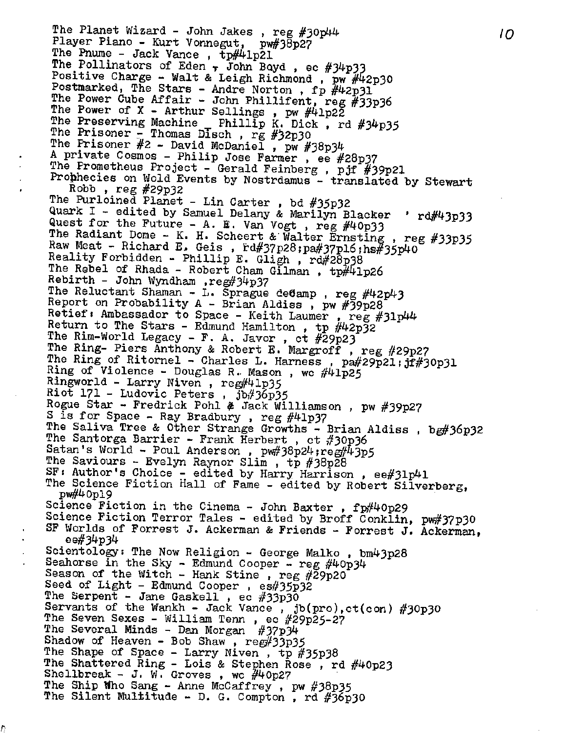The Planet Wizard - John Jakes , reg #30p44
Player Piano - Kurt Vonnegut, pw#38p27
The Pnume - Jack Vance , tp#41p21
The Pollinators of Eden , John Boyd , ec #34p33
Positive Charge - Walt & Leigh Richmond , pw #42p30
Postmarked, The Stars - Andre Norton , fp #42p31
The Power Cube Affair - John Phillifent, reg #33p36
The Power of X - Arthur Sellings , pw #41p22
The Preserving Machine Phillip K. Dick , rd #34p35
The Prisoner - Thomas Disch , rg #32p30
The Prisoner #2 - David McDaniel , pw #38p34
A private Cosmos - Philip Jose Farmer , ee #28p37
The Prometheus Project - Gerald Feinberg , pjf #39p21
Prophecies on Wold Events by Nostrdamus - translated by Stewart Robb , reg #29p32
The Purloined Planet - Lin Carter , bd #35p32
Quark I - edited by Samuel Delany & Marilyn Blacker ' rd#43p33
Quest for the Future - A. E. Van Vogt , reg #40p33
The Radiant Dome - K. H. Scheert & Walter Ernsting , reg #33p35
Raw Meat - Richard E. Geis , rd#37p28;pa#37p16;hs#35p40
Reality Forbidden - Phillip E. Gligh , rd#28p38
The Rebel of Rhada - Robert Cham Gilman , tp#41p26
Rebirth - John Wyndham ,reg#34p37
The Reluctant Shaman - L. Sprague deCamp , reg #42p43
Report on Probability A - Brian Aldiss , pw #39p28
Retief: Ambassador to Space - Keith Laumer , reg #31p44
Return to The Stars - Edmund Hamilton , tp #42p32
The Rim-World Legacy - F. A. Javor , ct #29p23
The Ring- Piers Anthony & Robert E. Margroff , reg #29p27
The Ring of Ritornel - Charles L. Harness , pa#29p21;jf#30p31
Ring of Violence - Douglas R. Mason , wc #41p25
Ringworld - Larry Niven , reg#41p35
Riot 171 - Ludovic Peters , jb#36p35
Rogue Star - Fredrick Pohl & Jack Williamson , pw #39p27
S is for Space - Ray Bradbury , reg #41p37
The Saliva Tree & Other Strange Growths - Brian Aldiss , bg#36p32
The Santorga Barrier - Frank Herbert , ct #30p36
Satan's World - Poul Anderson , pw#38p24;reg#43p5
The Saviours - Evelyn Raynor Slim , tp #38p28
SF: Author's Choice - edited by Harry Harrison , ee#31p41
The Science Fiction Hall of Fame - edited by Robert Silverberg, pw#40p19
Science Fiction in the Cinema - John Baxter , fp#40p29
Science Fiction Terror Tales - edited by Broff Conklin, pw#37p30
SF Worlds of Forrest J. Ackerman & Friends - Forrest J. Ackerman, ee#34p34
Scientology: The Now Religion - George Malko , bm43p28
Seahorse in the Sky - Edmund Cooper - reg #40p34
Season of the Witch - Hank Stine , reg #29p20
Seed of Light - Edmund Cooper , es#35p32
The Serpent - Jane Gaskell , ec #33p30
Servants of the Wankh - Jack Vance , jb(pro),ct(con) #30p30
The Seven Sexes - William Tenn , ec #29p25-27
The Several Minds - Dan Morgan #37p34
Shadow of Heaven - Bob Shaw , reg#33p35
The Shape of Space - Larry Niven , tp #35p38
The Shattered Ring - Lois & Stephen Rose , rd #40p23
Shellbreak - J. W. Groves , wc #40p27
The Ship Who Sang - Anne McCaffrey , pw #38p35
The Silent Multitude - D. G. Compton , rd #36p30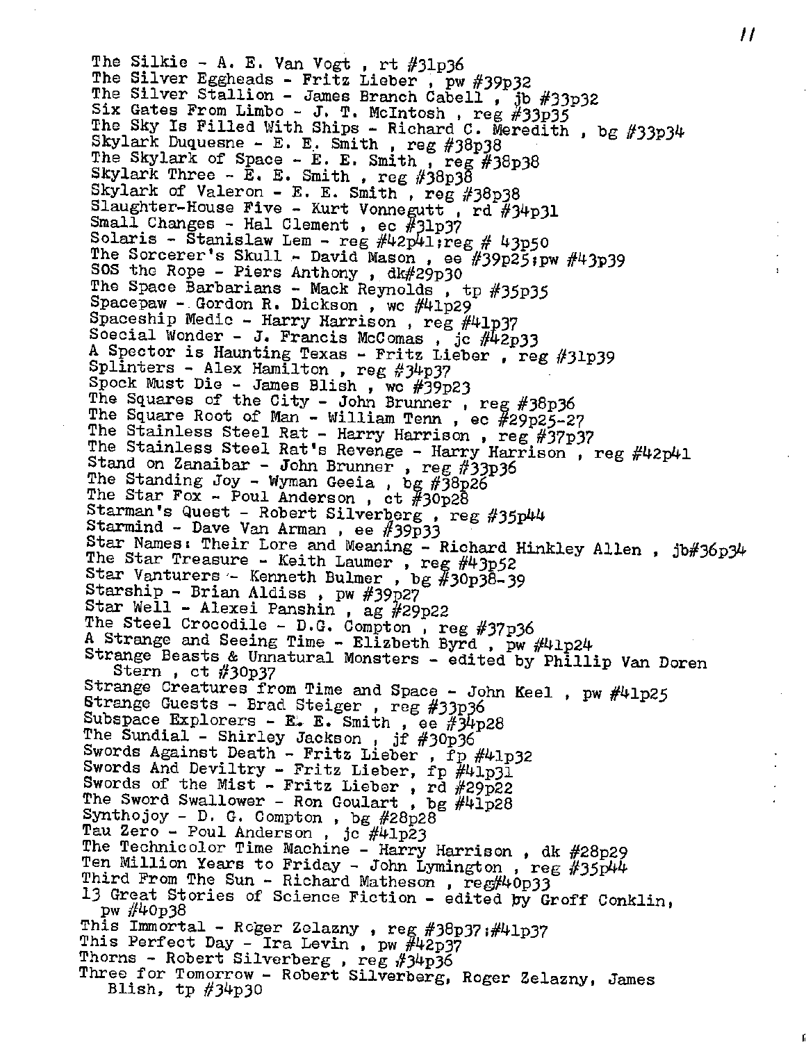The Silkie - A. E. Van Vogt , rt #31p36
The Silver Eggheads - Fritz Lieber , pw #39p32
The Silver Stallion - James Branch Cabell , jb #33p32
Six Gates From Limbo - J. T. McIntosh , reg #33p35
The Sky Is Filled With Ships - Richard C. Meredith , bg #33p34
Skylark Duquesne - E. E. Smith , reg #38p38
The Skylark of Space - E. E. Smith , reg #38p38
Skylark Three - E. E. Smith , reg #38p38
Skylark of Valeron - E. E. Smith , reg #38p38
Slaughter-House Five - Kurt Vonnegutt , rd #34p31
Small Changes - Hal Clement , ec #31p37
Solaris - Stanislaw Lem - reg #42p41;reg # 43p50
The Sorcerer's Skull - David Mason , ee #39p25;pw #43p39
SOS the Rope - Piers Anthony , dk#29p30
The Space Barbarians - Mack Reynolds , tp #35p35
Spacepaw - Gordon R. Dickson , wc #41p29
Spaceship Medic - Harry Harrison , reg #41p37
Soecial Wonder - J. Francis McComas , jc #42p33
A Spector is Haunting Texas - Fritz Lieber , reg #31p39
Splinters - Alex Hamilton , reg #34p37
Spock Must Die - James Blish , wc #39p23
The Squares of the City - John Brunner , reg #38p36
The Square Root of Man - William Tenn , ec #29p25-27
The Stainless Steel Rat - Harry Harrison , reg #37p37
The Stainless Steel Rat's Revenge - Harry Harrison , reg #42p41
Stand on Zanaibar - John Brunner , reg #33p36
The Standing Joy - Wyman Geeia , bg #38p26
The Star Fox - Poul Anderson , ct #30p28
Starman's Quest - Robert Silverberg , reg #35p44
Starmind - Dave Van Arman , ee #39p33
Star Names: Their Lore and Meaning - Richard Hinkley Allen , jb#36p34
The Star Treasure - Keith Laumer , reg #43p52
Star Vanturers - Kenneth Bulmer , bg #30p38-39
Starship - Brian Aldiss , pw #39p27
Star Well - Alexei Panshin , ag #29p22
The Steel Crocodile - D.G. Compton , reg #37p36
A Strange and Seeing Time - Elizbeth Byrd , pw #41p24
Strange Beasts & Unnatural Monsters - edited by Phillip Van Doren Stern , ct #30p37
Strange Creatures from Time and Space - John Keel , pw #41p25
Strange Guests - Brad Steiger , reg #33p36
Subspace Explorers - E. E. Smith , ee #34p28
The Sundial - Shirley Jackson , jf #30p36
Swords Against Death - Fritz Lieber , fp #41p32
Swords And Deviltry - Fritz Lieber, fp #41p31
Swords of the Mist - Fritz Lieber , rd #29p22
The Sword Swallower - Ron Goulart , bg #41p28
Synthojoy - D. G. Compton , bg #28p28
Tau Zero - Poul Anderson , jc #41p23
The Technicolor Time Machine - Harry Harrison , dk #28p29
Ten Million Years to Friday - John Lymington , reg #35p44
Third From The Sun - Richard Matheson , reg#40p33
13 Great Stories of Science Fiction - edited by Groff Conklin, pw #40p38
This Immortal - Roger Zelazny , reg #38p37;#41p37
This Perfect Day - Ira Levin , pw #42p37
Thorns - Robert Silverberg , reg #34p36
Three for Tomorrow - Robert Silverberg, Roger Zelazny, James Blish, tp #34p30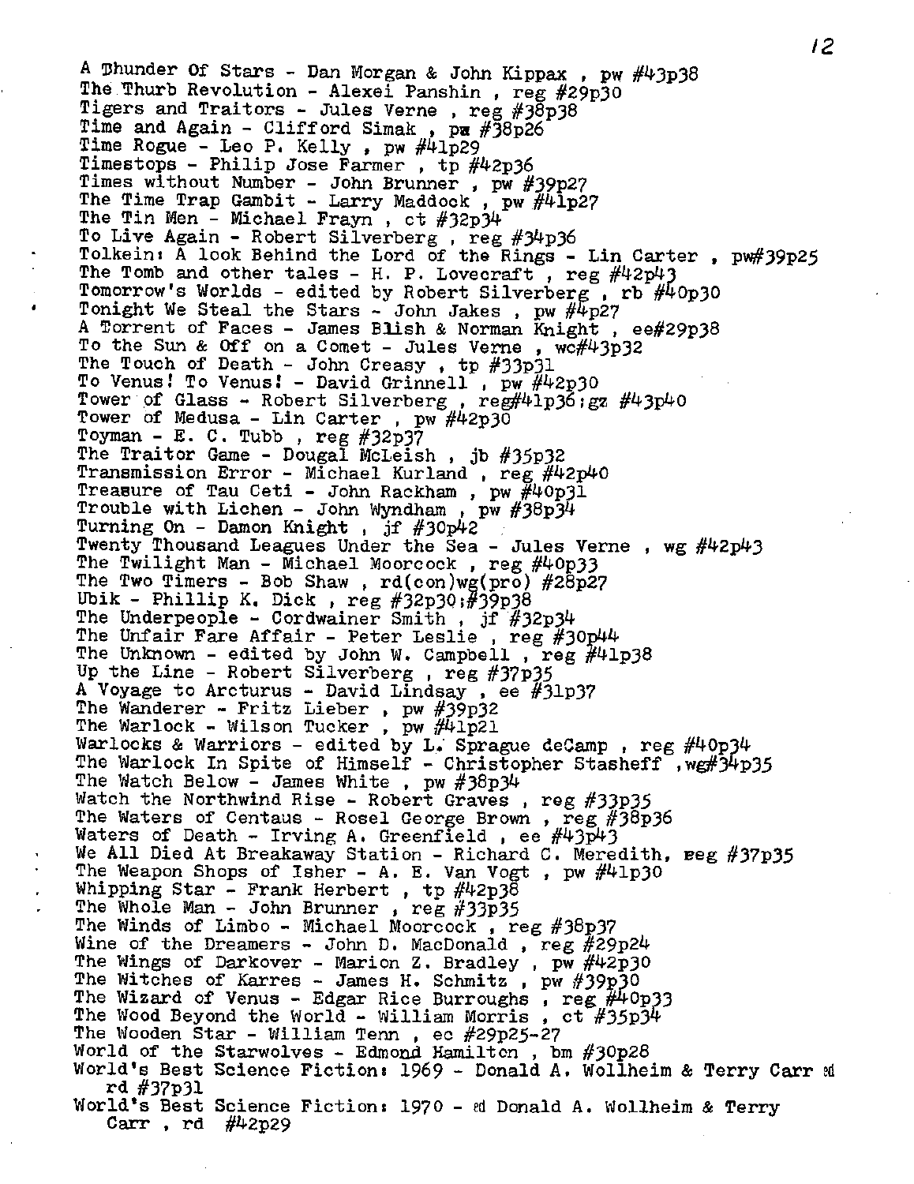A Thunder Of Stars - Dan Morgan & John Kippax , pw #43p38
The Thurb Revolution - Alexei Panshin , reg #29p30
Tigers and Traitors - Jules Verne , reg #38p38
Time and Again - Clifford Simak , pw #38p26
Time Rogue - Leo P. Kelly , pw #41p29
Timestops - Philip Jose Farmer , tp #42p36
Times without Number - John Brunner , pw #39p27
The Time Trap Gambit - Larry Maddock , pw #41p27
The Tin Men - Michael Frayn , ct #32p34
To Live Again - Robert Silverberg , reg #34p36
Tolkein: A look Behind the Lord of the Rings - Lin Carter , pw#39p25
The Tomb and other tales - H. P. Lovecraft , reg #42p43
Tomorrow's Worlds - edited by Robert Silverberg , rb #40p30
Tonight We Steal the Stars - John Jakes , pw #4p27
A Torrent of Faces - James Blish & Norman Knight , ee#29p38
To the Sun & Off on a Comet - Jules Verne , wc#43p32
The Touch of Death - John Creasy , tp #33p31
To Venus! To Venus! - David Grinnell , pw #42p30
Tower of Glass - Robert Silverberg , reg#41p36;gz #43p40
Tower of Medusa - Lin Carter , pw #42p30
Toyman - E. C. Tubb , reg #32p37
The Traitor Game - Dougal McLeish , jb #35p32
Transmission Error - Michael Kurland , reg #42p40
Treasure of Tau Ceti - John Rackham , pw #40p31
Trouble with Lichen - John Wyndham , pw #38p34
Turning On - Damon Knight , jf #30p42
Twenty Thousand Leagues Under the Sea - Jules Verne , wg #42p43
The Twilight Man - Michael Moorcock , reg #40p33
The Two Timers - Bob Shaw , rd(con)wg(pro) #28p27
Ubik - Phillip K. Dick , reg #32p30;#39p38
The Underpeople - Cordwainer Smith , jf #32p34
The Unfair Fare Affair - Peter Leslie , reg #30p44
The Unknown - edited by John W. Campbell , reg #41p38
Up the Line - Robert Silverberg , reg #37p35
A Voyage to Arcturus - David Lindsay , ee #31p37
The Wanderer - Fritz Lieber , pw #39p32
The Warlock - Wilson Tucker , pw #41p21
Warlocks & Warriors - edited by L. Sprague deCamp , reg #40p34
The Warlock In Spite of Himself - Christopher Stasheff ,wg#34p35
The Watch Below - James White , pw #38p34
Watch the Northwind Rise - Robert Graves , reg #33p35
The Waters of Centaus - Rosel George Brown , reg #38p36
Waters of Death - Irving A. Greenfield , ee #43p43
We All Died At Breakaway Station - Richard C. Meredith, reg #37p35
The Weapon Shops of Isher - A. E. Van Vogt , pw #41p30
Whipping Star - Frank Herbert , tp #42p38
The Whole Man - John Brunner , reg #33p35
The Winds of Limbo - Michael Moorcock , reg #38p37
Wine of the Dreamers - John D. MacDonald , reg #29p24
The Wings of Darkover - Marion Z. Bradley , pw #42p30
The Witches of Karres - James H. Schmitz , pw #39p30
The Wizard of Venus - Edgar Rice Burroughs , reg #40p33
The Wood Beyond the World - William Morris , ct #35p34
The Wooden Star - William Tenn , ec #29p25-27
World of the Starwolves - Edmond Hamilton , bm #30p28
World's Best Science Fiction: 1969 - Donald A. Wollheim & Terry Carr ed
rd #37p31
World's Best Science Fiction: 1970 - ed Donald A. Wollheim & Terry
Carr , rd #42p29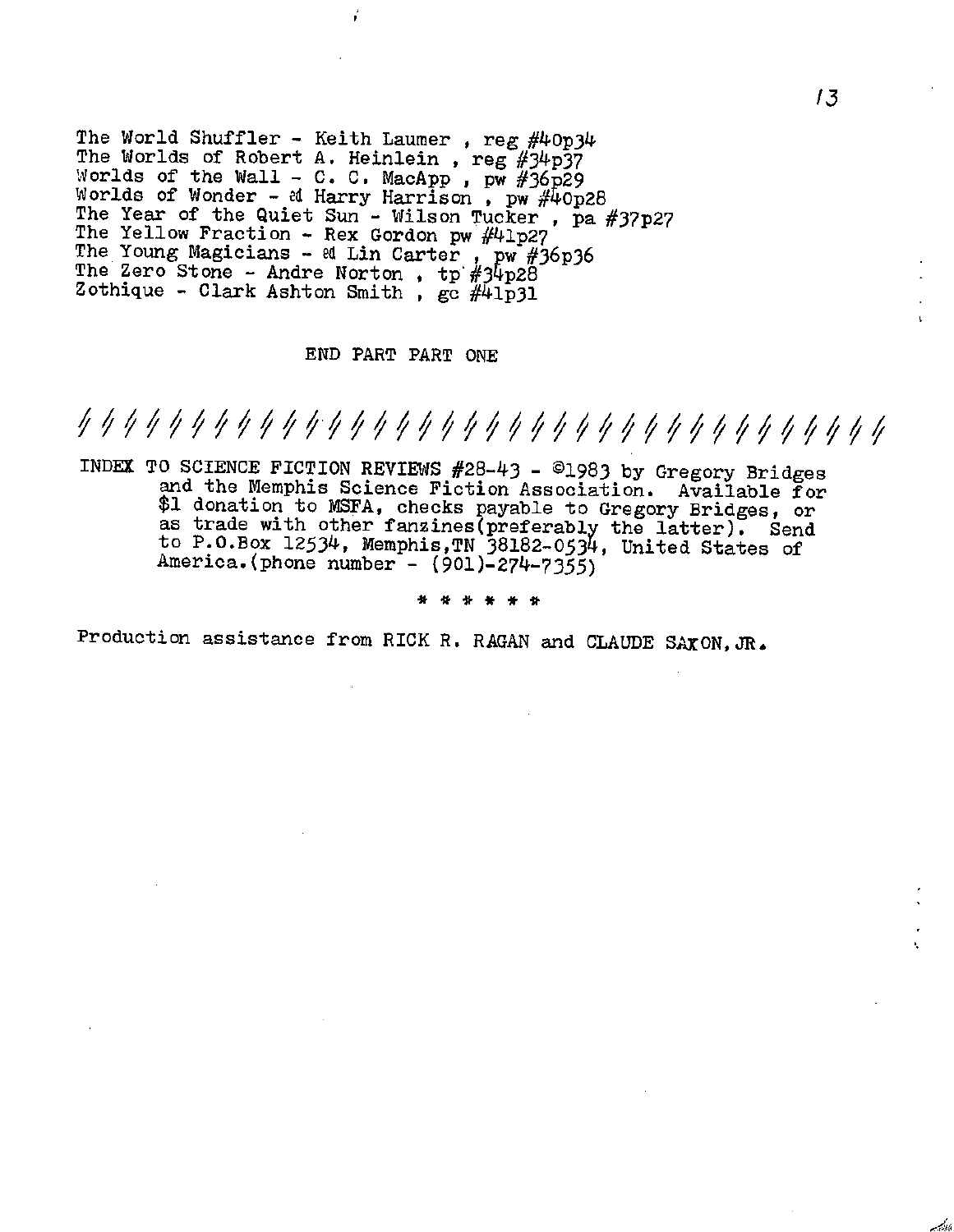The World Shuffler - Keith Laumer , reg #40p34
The Worlds of Robert A. Heinlein , reg #34p37
Worlds of the Wall - C. C. MacApp , pw #36p29
Worlds of Wonder - ed Harry Harrison , pw #40p28
The Year of the Quiet Sun - Wilson Tucker , pa #37p27
The Yellow Fraction - Rex Gordon pw #41p27
The Young Magicians - ed Lin Carter , pw #36p36
The Zero Stone - Andre Norton , tp #34p28
Zothique - Clark Ashton Smith , gc #41p31

END PART PART ONE

/ / / / / / / / / / / / / / / / / / / / / / / / / / / / / / / / / / / /

INDEX TO SCIENCE FICTION REVIEWS #28-43 - ©1983 by Gregory Bridges and the Memphis Science Fiction Association. Available for $1 donation to MSFA, checks payable to Gregory Bridges, or as trade with other fanzines(preferably the latter). Send to P.O.Box 12534, Memphis,TN 38182-0534, United States of America.(phone number - (901)-274-7355)

\* \* \* \* \* \*

Production assistance from RICK R. RAGAN and CLAUDE SAXON,JR.